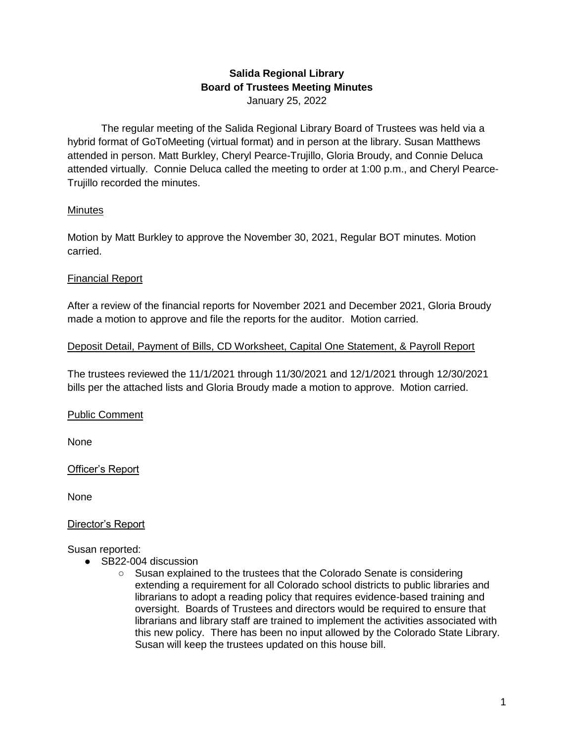# Salida Regional Library
## Board of Trustees Meeting Minutes

January 25, 2022

The regular meeting of the Salida Regional Library Board of Trustees was held via a hybrid format of GoToMeeting (virtual format) and in person at the library. Susan Matthews attended in person. Matt Burkley, Cheryl Pearce-Trujillo, Gloria Broudy, and Connie Deluca attended virtually. Connie Deluca called the meeting to order at 1:00 p.m., and Cheryl Pearce-Trujillo recorded the minutes.

### Minutes

Motion by Matt Burkley to approve the November 30, 2021, Regular BOT minutes. Motion carried.

### Financial Report

After a review of the financial reports for November 2021 and December 2021, Gloria Broudy made a motion to approve and file the reports for the auditor. Motion carried.

### Deposit Detail, Payment of Bills, CD Worksheet, Capital One Statement, & Payroll Report

The trustees reviewed the 11/1/2021 through 11/30/2021 and 12/1/2021 through 12/30/2021 bills per the attached lists and Gloria Broudy made a motion to approve. Motion carried.

### Public Comment

None

### Officer's Report

None

### Director's Report

Susan reported:

- SB22-004 discussion
  - Susan explained to the trustees that the Colorado Senate is considering extending a requirement for all Colorado school districts to public libraries and librarians to adopt a reading policy that requires evidence-based training and oversight. Boards of Trustees and directors would be required to ensure that librarians and library staff are trained to implement the activities associated with this new policy. There has been no input allowed by the Colorado State Library. Susan will keep the trustees updated on this house bill.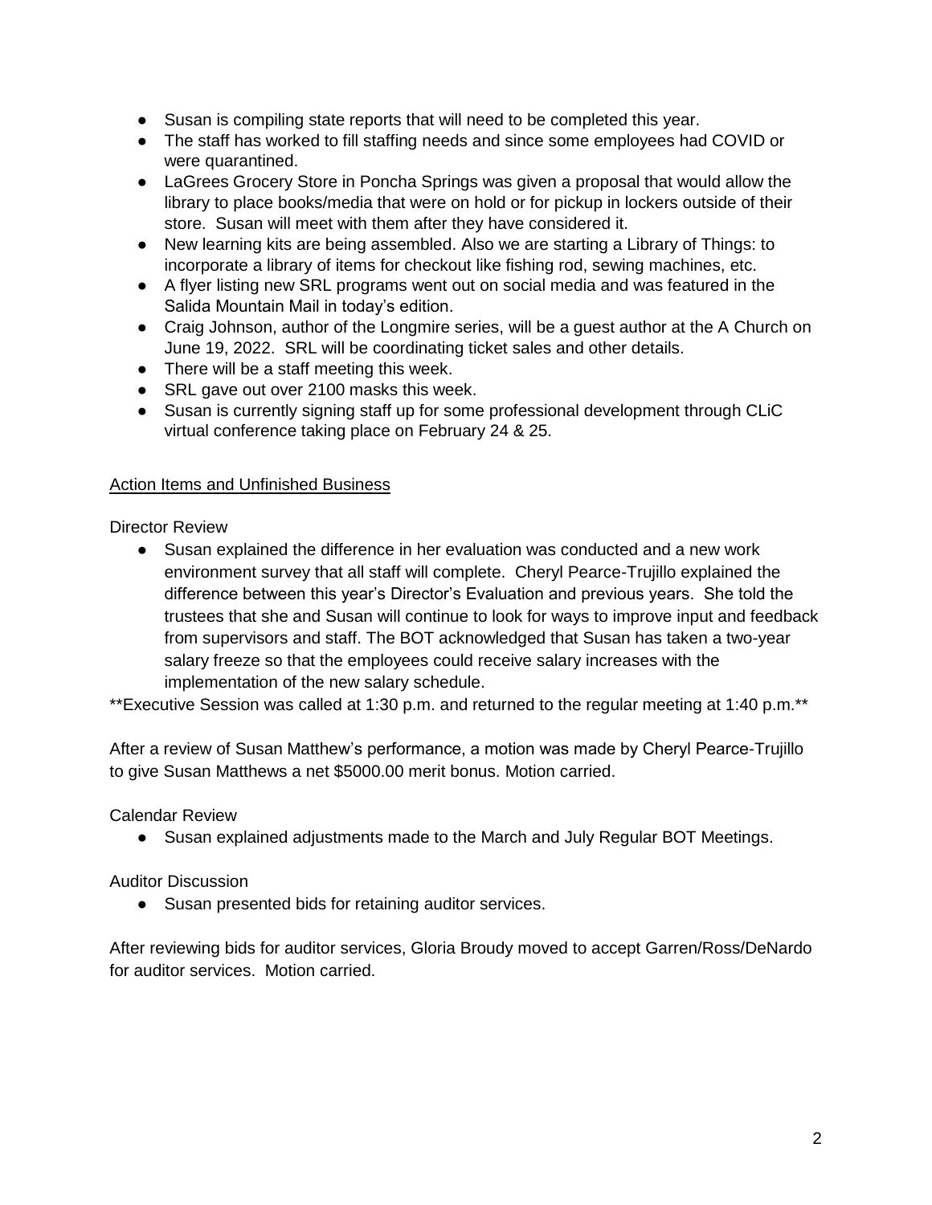- Susan is compiling state reports that will need to be completed this year.
- The staff has worked to fill staffing needs and since some employees had COVID or were quarantined.
- LaGrees Grocery Store in Poncha Springs was given a proposal that would allow the library to place books/media that were on hold or for pickup in lockers outside of their store. Susan will meet with them after they have considered it.
- New learning kits are being assembled. Also we are starting a Library of Things: to incorporate a library of items for checkout like fishing rod, sewing machines, etc.
- A flyer listing new SRL programs went out on social media and was featured in the Salida Mountain Mail in today's edition.
- Craig Johnson, author of the Longmire series, will be a guest author at the A Church on June 19, 2022. SRL will be coordinating ticket sales and other details.
- There will be a staff meeting this week.
- SRL gave out over 2100 masks this week.
- Susan is currently signing staff up for some professional development through CLiC virtual conference taking place on February 24 & 25.

<u>Action Items and Unfinished Business</u>

Director Review

- Susan explained the difference in her evaluation was conducted and a new work environment survey that all staff will complete. Cheryl Pearce-Trujillo explained the difference between this year's Director's Evaluation and previous years. She told the trustees that she and Susan will continue to look for ways to improve input and feedback from supervisors and staff. The BOT acknowledged that Susan has taken a two-year salary freeze so that the employees could receive salary increases with the implementation of the new salary schedule.

**Executive Session was called at 1:30 p.m. and returned to the regular meeting at 1:40 p.m.**

After a review of Susan Matthew's performance, a motion was made by Cheryl Pearce-Trujillo to give Susan Matthews a net $5000.00 merit bonus. Motion carried.

Calendar Review

- Susan explained adjustments made to the March and July Regular BOT Meetings.

Auditor Discussion

- Susan presented bids for retaining auditor services.

After reviewing bids for auditor services, Gloria Broudy moved to accept Garren/Ross/DeNardo for auditor services. Motion carried.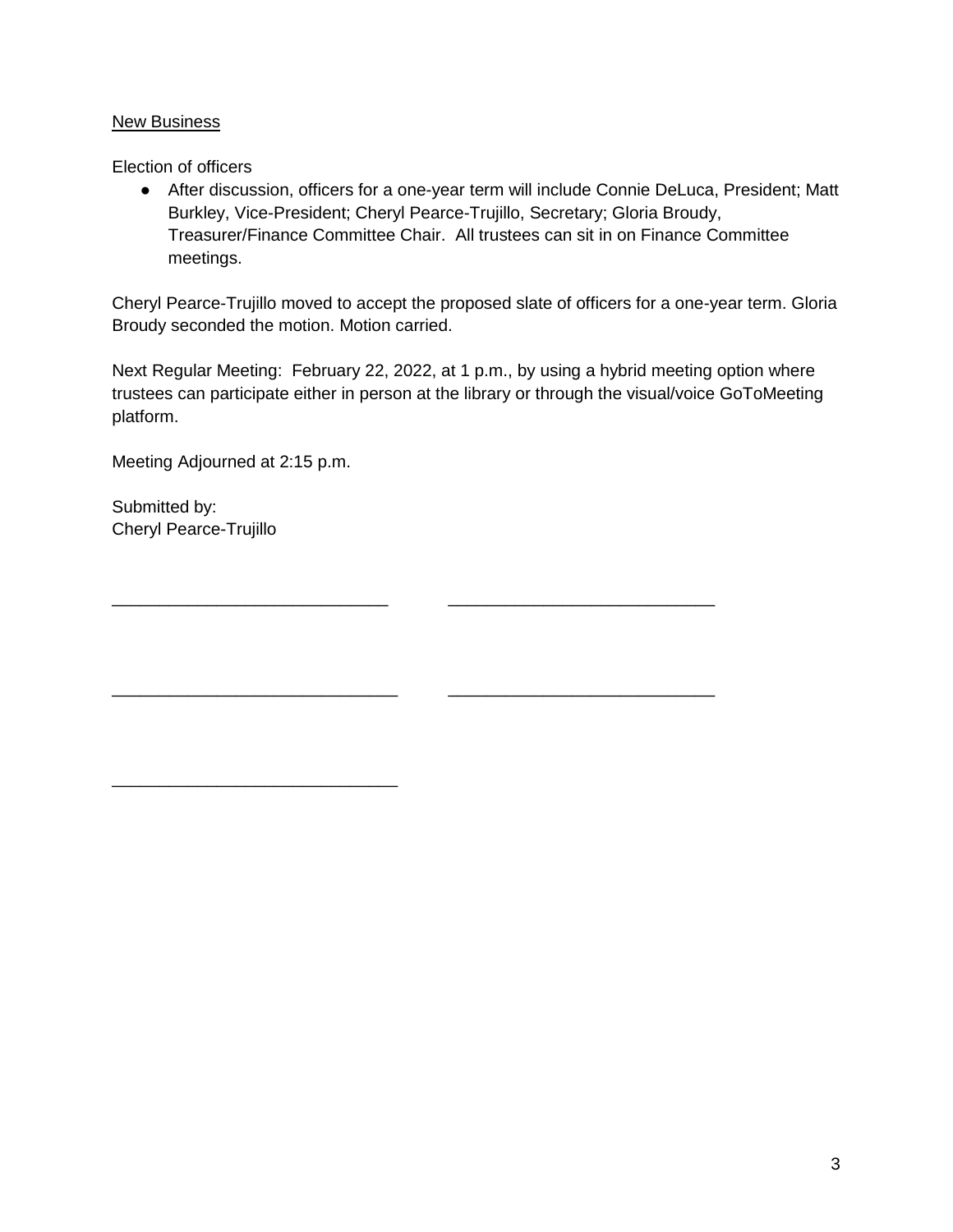New Business

Election of officers

- After discussion, officers for a one-year term will include Connie DeLuca, President; Matt Burkley, Vice-President; Cheryl Pearce-Trujillo, Secretary; Gloria Broudy, Treasurer/Finance Committee Chair. All trustees can sit in on Finance Committee meetings.

Cheryl Pearce-Trujillo moved to accept the proposed slate of officers for a one-year term. Gloria Broudy seconded the motion. Motion carried.

Next Regular Meeting: February 22, 2022, at 1 p.m., by using a hybrid meeting option where trustees can participate either in person at the library or through the visual/voice GoToMeeting platform.

Meeting Adjourned at 2:15 p.m.

Submitted by:
Cheryl Pearce-Trujillo

_____________________________ _____________________________

_____________________________ _____________________________

_____________________________